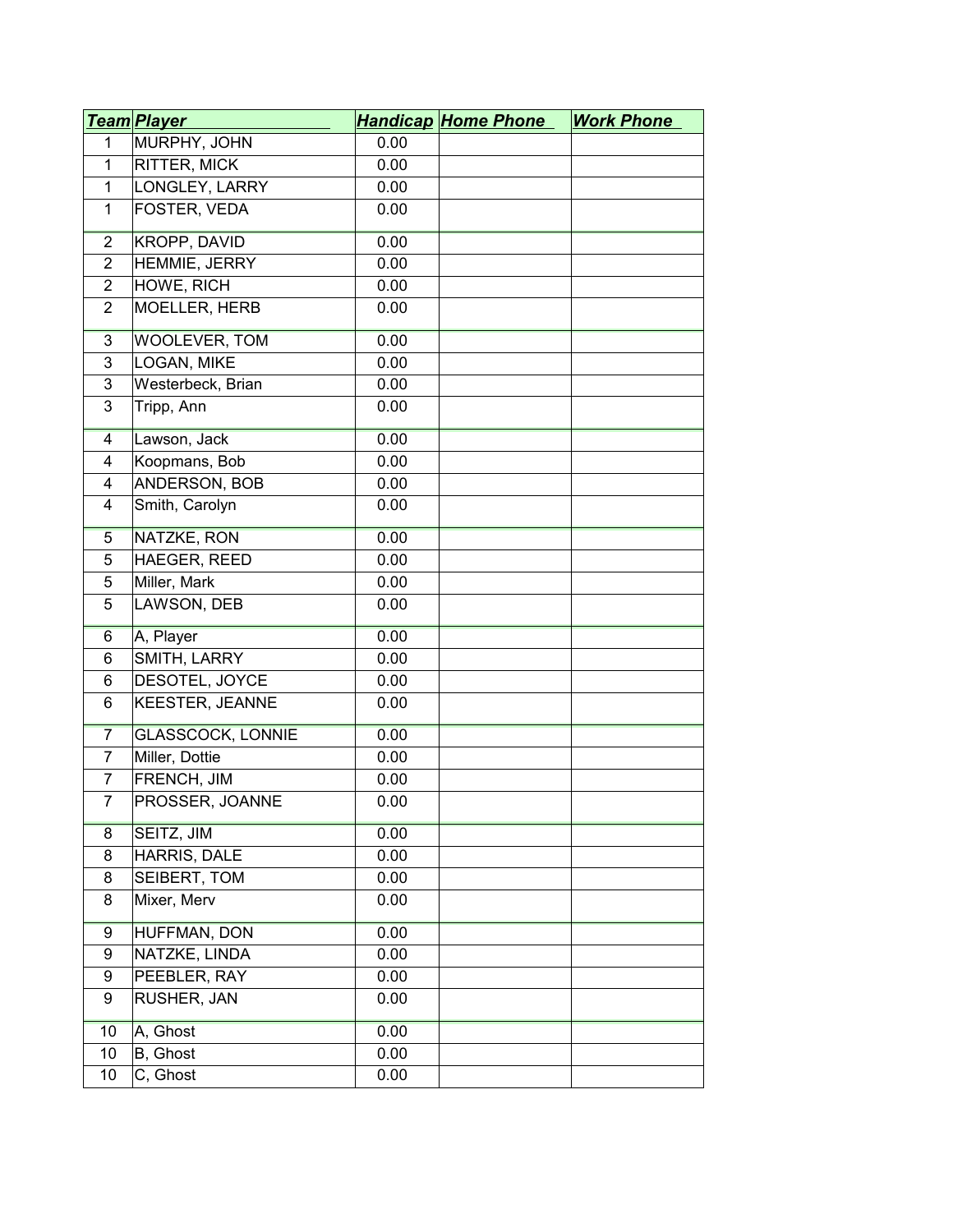| ***Team*** | ***Player*** | ***Handicap*** | ***Home Phone*** | ***Work Phone*** |
|---|---|---|---|---|
| 1 | MURPHY, JOHN | 0.00 | | |
| 1 | RITTER, MICK | 0.00 | | |
| 1 | LONGLEY, LARRY | 0.00 | | |
| 1 | FOSTER, VEDA | 0.00 | | |
| 2 | KROPP, DAVID | 0.00 | | |
| 2 | HEMMIE, JERRY | 0.00 | | |
| 2 | HOWE, RICH | 0.00 | | |
| 2 | MOELLER, HERB | 0.00 | | |
| 3 | WOOLEVER, TOM | 0.00 | | |
| 3 | LOGAN, MIKE | 0.00 | | |
| 3 | Westerbeck, Brian | 0.00 | | |
| 3 | Tripp, Ann | 0.00 | | |
| 4 | Lawson, Jack | 0.00 | | |
| 4 | Koopmans, Bob | 0.00 | | |
| 4 | ANDERSON, BOB | 0.00 | | |
| 4 | Smith, Carolyn | 0.00 | | |
| 5 | NATZKE, RON | 0.00 | | |
| 5 | HAEGER, REED | 0.00 | | |
| 5 | Miller, Mark | 0.00 | | |
| 5 | LAWSON, DEB | 0.00 | | |
| 6 | A, Player | 0.00 | | |
| 6 | SMITH, LARRY | 0.00 | | |
| 6 | DESOTEL, JOYCE | 0.00 | | |
| 6 | KEESTER, JEANNE | 0.00 | | |
| 7 | GLASSCOCK, LONNIE | 0.00 | | |
| 7 | Miller, Dottie | 0.00 | | |
| 7 | FRENCH, JIM | 0.00 | | |
| 7 | PROSSER, JOANNE | 0.00 | | |
| 8 | SEITZ, JIM | 0.00 | | |
| 8 | HARRIS, DALE | 0.00 | | |
| 8 | SEIBERT, TOM | 0.00 | | |
| 8 | Mixer, Merv | 0.00 | | |
| 9 | HUFFMAN, DON | 0.00 | | |
| 9 | NATZKE, LINDA | 0.00 | | |
| 9 | PEEBLER, RAY | 0.00 | | |
| 9 | RUSHER, JAN | 0.00 | | |
| 10 | A, Ghost | 0.00 | | |
| 10 | B, Ghost | 0.00 | | |
| 10 | C, Ghost | 0.00 | | |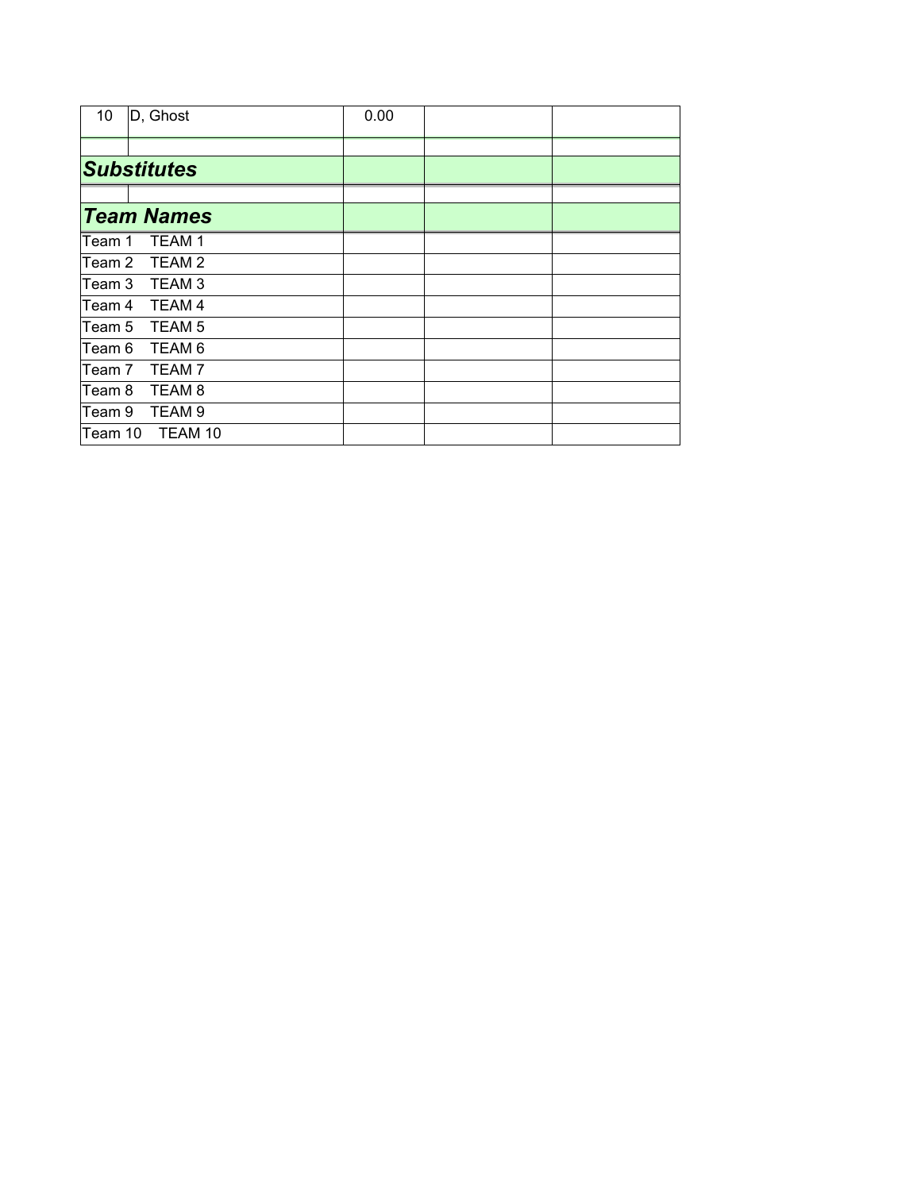| | | | | |
|---|---|---|---|---|
| 10 | D, Ghost | 0.00 | | |
| | | | | |
| ***Substitutes*** | | | | |
| | | | | |
| ***Team Names*** | | | | |
| Team 1 | TEAM 1 | | | |
| Team 2 | TEAM 2 | | | |
| Team 3 | TEAM 3 | | | |
| Team 4 | TEAM 4 | | | |
| Team 5 | TEAM 5 | | | |
| Team 6 | TEAM 6 | | | |
| Team 7 | TEAM 7 | | | |
| Team 8 | TEAM 8 | | | |
| Team 9 | TEAM 9 | | | |
| Team 10 | TEAM 10 | | | |